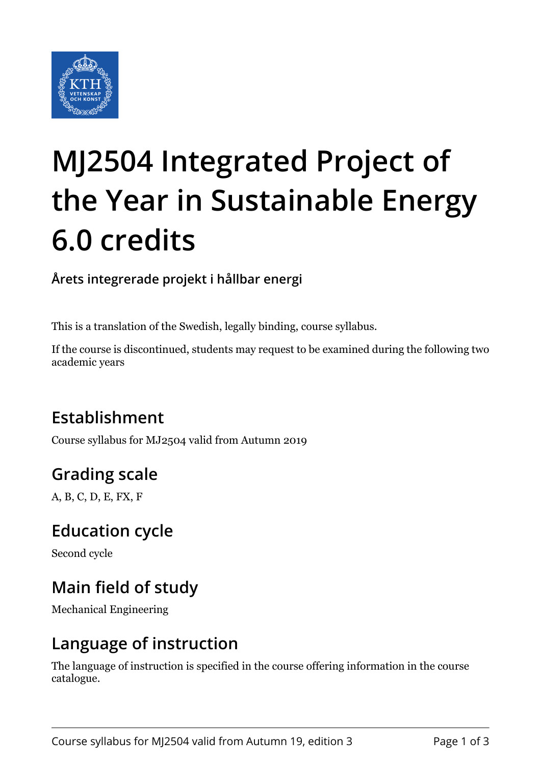# MJ2504 Integrated Project of the Year in Sustainable Energy 6.0 credits

**Årets integrerade projekt i hållbar energi**

This is a translation of the Swedish, legally binding, course syllabus.

If the course is discontinued, students may request to be examined during the following two academic years

## Establishment

Course syllabus for MJ2504 valid from Autumn 2019

## Grading scale

A, B, C, D, E, FX, F

## Education cycle

Second cycle

## Main field of study

Mechanical Engineering

## Language of instruction

The language of instruction is specified in the course offering information in the course catalogue.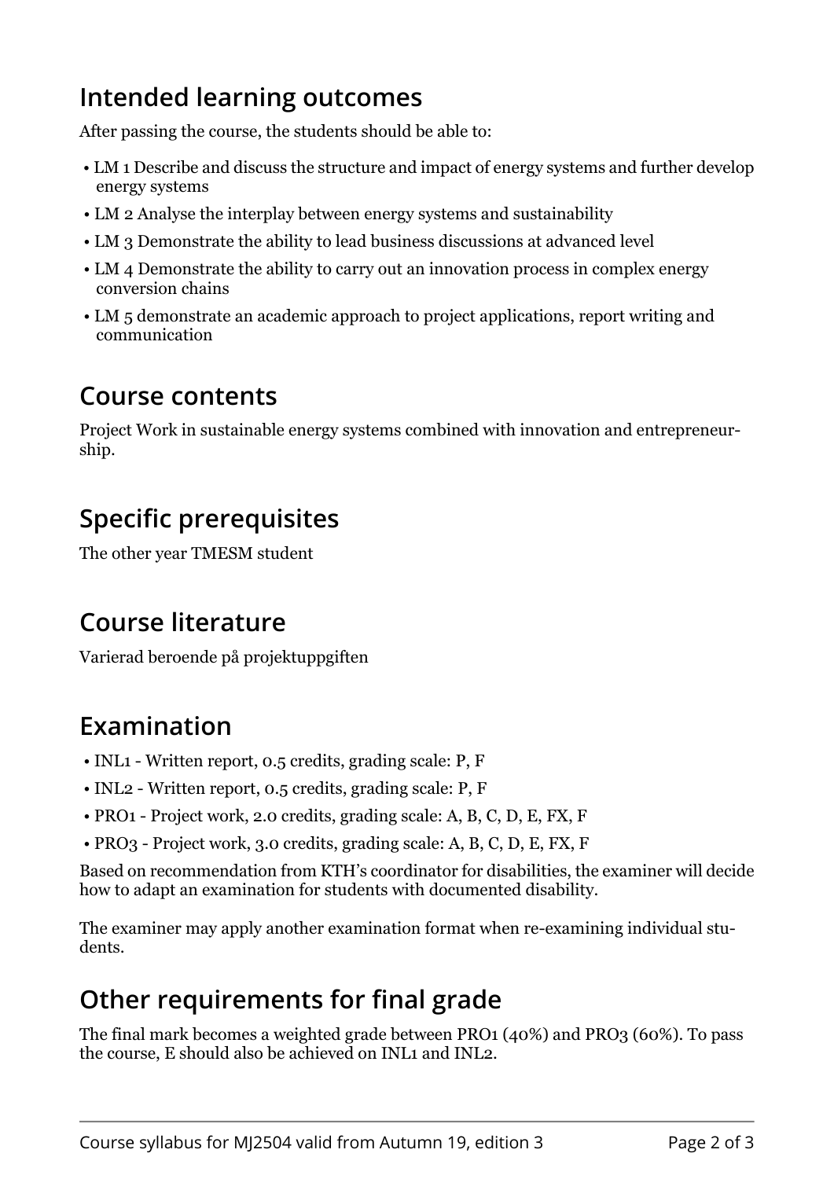## Intended learning outcomes

After passing the course, the students should be able to:

- LM 1 Describe and discuss the structure and impact of energy systems and further develop energy systems
- LM 2 Analyse the interplay between energy systems and sustainability
- LM 3 Demonstrate the ability to lead business discussions at advanced level
- LM 4 Demonstrate the ability to carry out an innovation process in complex energy conversion chains
- LM 5 demonstrate an academic approach to project applications, report writing and communication

## Course contents

Project Work in sustainable energy systems combined with innovation and entrepreneurship.

## Specific prerequisites

The other year TMESM student

## Course literature

Varierad beroende på projektuppgiften

## Examination

- INL1 - Written report, 0.5 credits, grading scale: P, F
- INL2 - Written report, 0.5 credits, grading scale: P, F
- PRO1 - Project work, 2.0 credits, grading scale: A, B, C, D, E, FX, F
- PRO3 - Project work, 3.0 credits, grading scale: A, B, C, D, E, FX, F

Based on recommendation from KTH's coordinator for disabilities, the examiner will decide how to adapt an examination for students with documented disability.

The examiner may apply another examination format when re-examining individual students.

## Other requirements for final grade

The final mark becomes a weighted grade between PRO1 (40%) and PRO3 (60%). To pass the course, E should also be achieved on INL1 and INL2.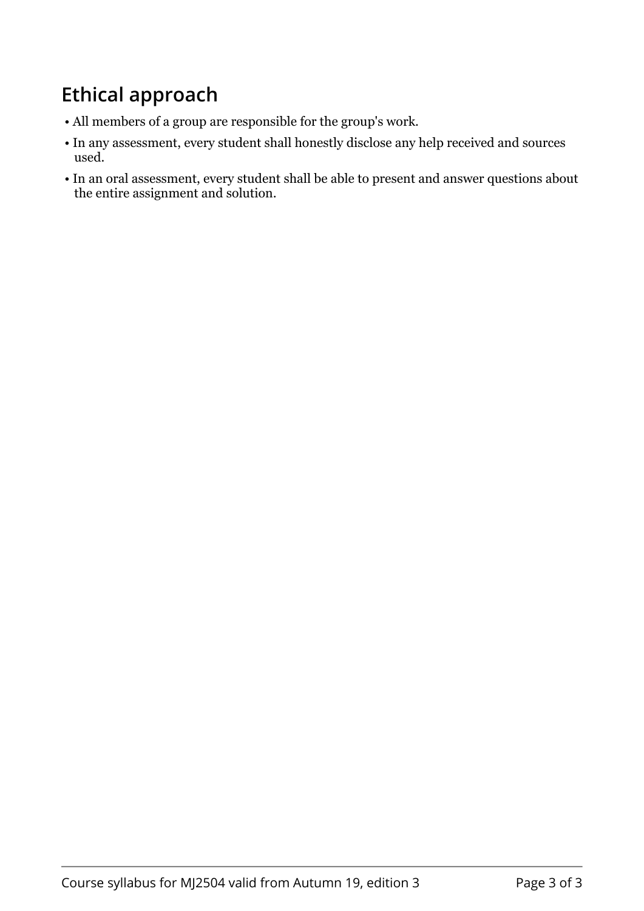## Ethical approach

- All members of a group are responsible for the group's work.
- In any assessment, every student shall honestly disclose any help received and sources used.
- In an oral assessment, every student shall be able to present and answer questions about the entire assignment and solution.